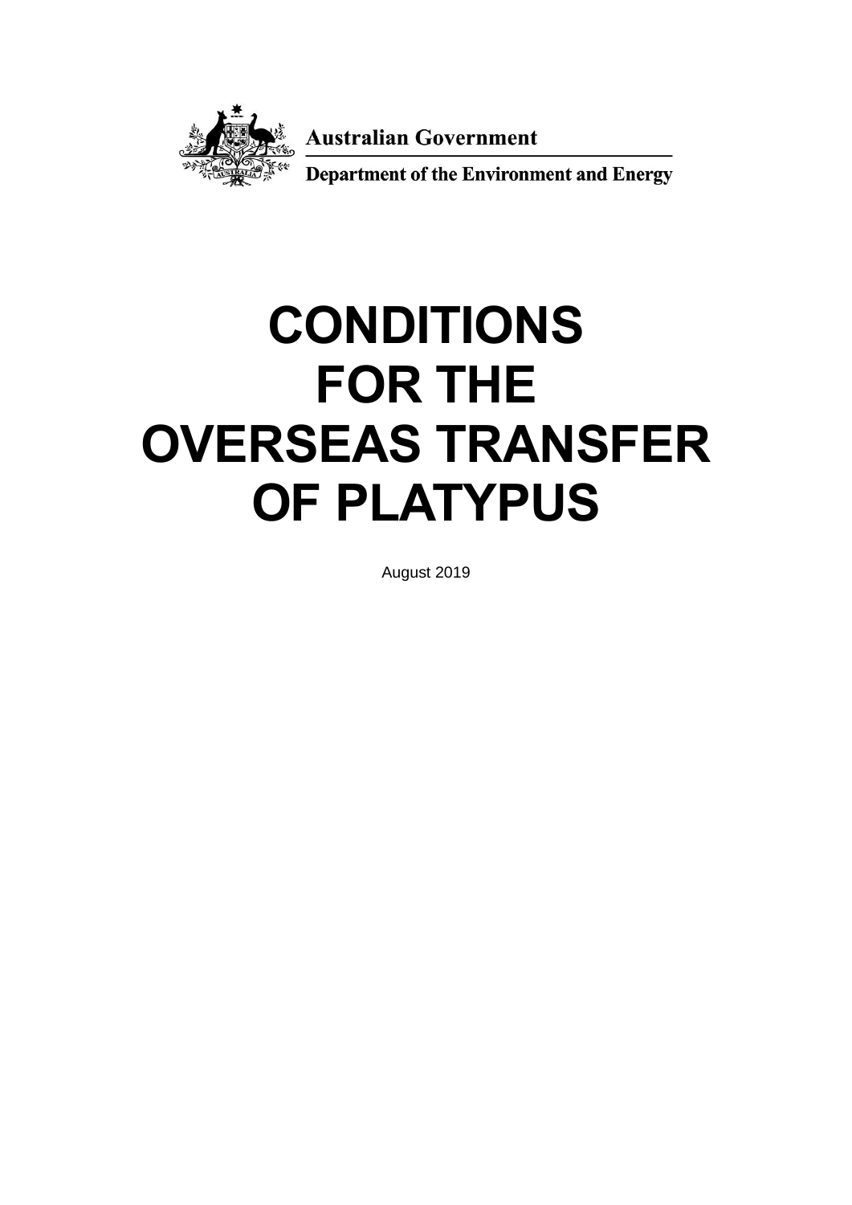Australian Government

Department of the Environment and Energy

# CONDITIONS FOR THE OVERSEAS TRANSFER OF PLATYPUS

August 2019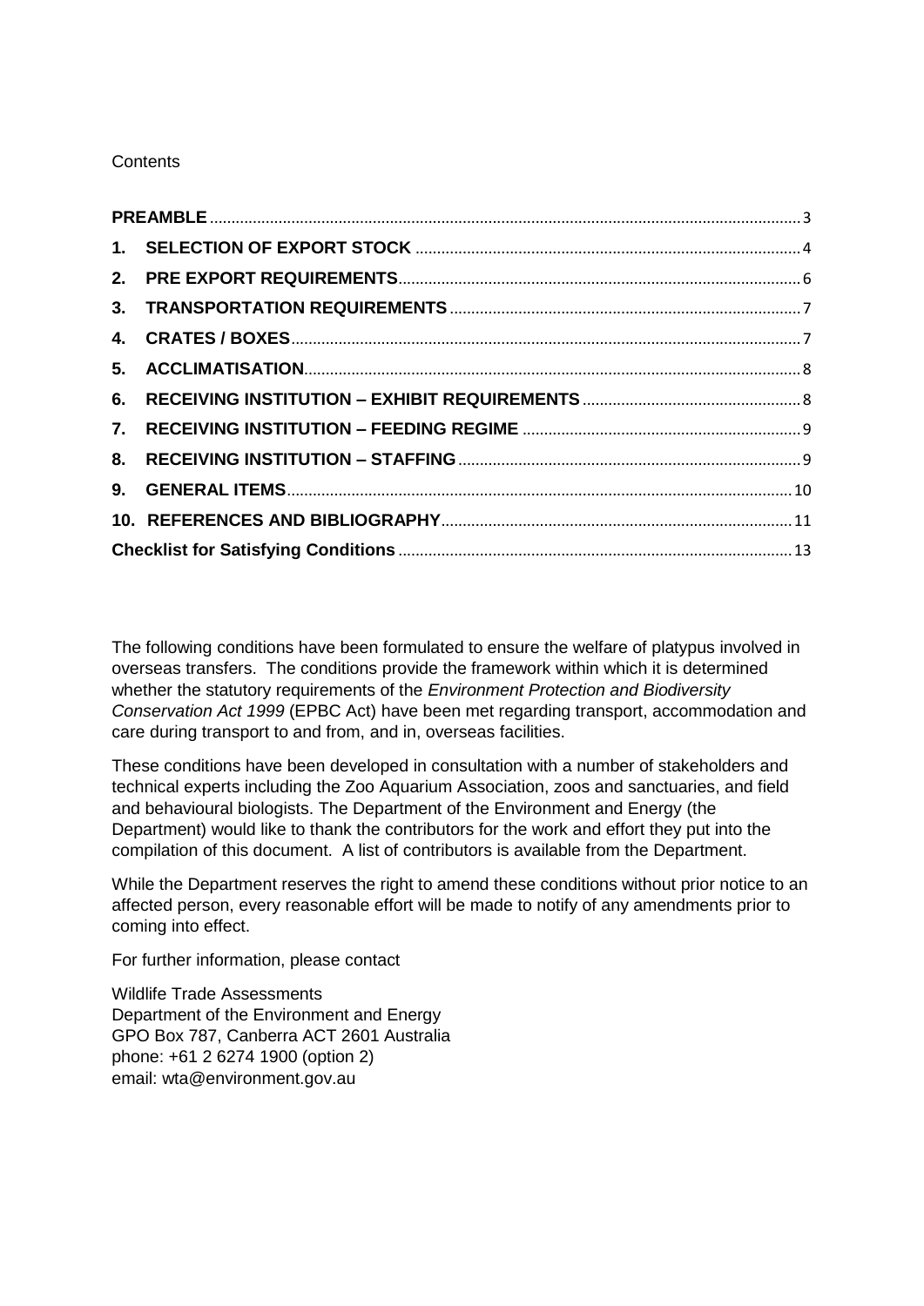Contents

| | |
|---|---|
| **PREAMBLE** | 3 |
| **1. SELECTION OF EXPORT STOCK** | 4 |
| **2. PRE EXPORT REQUIREMENTS** | 6 |
| **3. TRANSPORTATION REQUIREMENTS** | 7 |
| **4. CRATES / BOXES** | 7 |
| **5. ACCLIMATISATION** | 8 |
| **6. RECEIVING INSTITUTION – EXHIBIT REQUIREMENTS** | 8 |
| **7. RECEIVING INSTITUTION – FEEDING REGIME** | 9 |
| **8. RECEIVING INSTITUTION – STAFFING** | 9 |
| **9. GENERAL ITEMS** | 10 |
| **10. REFERENCES AND BIBLIOGRAPHY** | 11 |
| **Checklist for Satisfying Conditions** | 13 |

The following conditions have been formulated to ensure the welfare of platypus involved in overseas transfers. The conditions provide the framework within which it is determined whether the statutory requirements of the *Environment Protection and Biodiversity Conservation Act 1999* (EPBC Act) have been met regarding transport, accommodation and care during transport to and from, and in, overseas facilities.

These conditions have been developed in consultation with a number of stakeholders and technical experts including the Zoo Aquarium Association, zoos and sanctuaries, and field and behavioural biologists. The Department of the Environment and Energy (the Department) would like to thank the contributors for the work and effort they put into the compilation of this document. A list of contributors is available from the Department.

While the Department reserves the right to amend these conditions without prior notice to an affected person, every reasonable effort will be made to notify of any amendments prior to coming into effect.

For further information, please contact

Wildlife Trade Assessments
Department of the Environment and Energy
GPO Box 787, Canberra ACT 2601 Australia
phone: +61 2 6274 1900 (option 2)
email: wta@environment.gov.au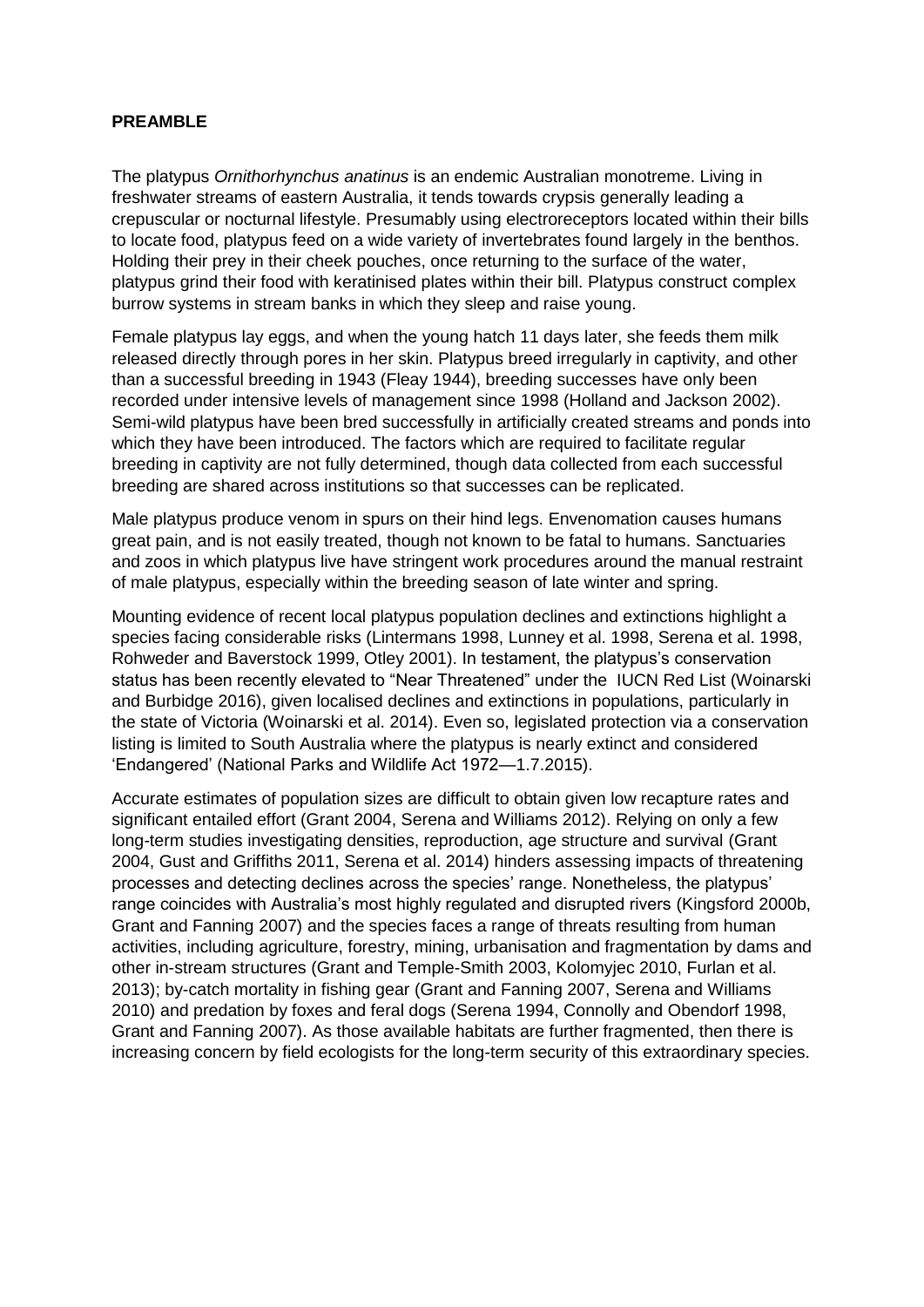**PREAMBLE**

The platypus *Ornithorhynchus anatinus* is an endemic Australian monotreme. Living in freshwater streams of eastern Australia, it tends towards crypsis generally leading a crepuscular or nocturnal lifestyle. Presumably using electroreceptors located within their bills to locate food, platypus feed on a wide variety of invertebrates found largely in the benthos. Holding their prey in their cheek pouches, once returning to the surface of the water, platypus grind their food with keratinised plates within their bill. Platypus construct complex burrow systems in stream banks in which they sleep and raise young.

Female platypus lay eggs, and when the young hatch 11 days later, she feeds them milk released directly through pores in her skin. Platypus breed irregularly in captivity, and other than a successful breeding in 1943 (Fleay 1944), breeding successes have only been recorded under intensive levels of management since 1998 (Holland and Jackson 2002). Semi-wild platypus have been bred successfully in artificially created streams and ponds into which they have been introduced. The factors which are required to facilitate regular breeding in captivity are not fully determined, though data collected from each successful breeding are shared across institutions so that successes can be replicated.

Male platypus produce venom in spurs on their hind legs. Envenomation causes humans great pain, and is not easily treated, though not known to be fatal to humans. Sanctuaries and zoos in which platypus live have stringent work procedures around the manual restraint of male platypus, especially within the breeding season of late winter and spring.

Mounting evidence of recent local platypus population declines and extinctions highlight a species facing considerable risks (Lintermans 1998, Lunney et al. 1998, Serena et al. 1998, Rohweder and Baverstock 1999, Otley 2001). In testament, the platypus's conservation status has been recently elevated to "Near Threatened" under the IUCN Red List (Woinarski and Burbidge 2016), given localised declines and extinctions in populations, particularly in the state of Victoria (Woinarski et al. 2014). Even so, legislated protection via a conservation listing is limited to South Australia where the platypus is nearly extinct and considered 'Endangered' (National Parks and Wildlife Act 1972—1.7.2015).

Accurate estimates of population sizes are difficult to obtain given low recapture rates and significant entailed effort (Grant 2004, Serena and Williams 2012). Relying on only a few long-term studies investigating densities, reproduction, age structure and survival (Grant 2004, Gust and Griffiths 2011, Serena et al. 2014) hinders assessing impacts of threatening processes and detecting declines across the species' range. Nonetheless, the platypus' range coincides with Australia's most highly regulated and disrupted rivers (Kingsford 2000b, Grant and Fanning 2007) and the species faces a range of threats resulting from human activities, including agriculture, forestry, mining, urbanisation and fragmentation by dams and other in-stream structures (Grant and Temple-Smith 2003, Kolomyjec 2010, Furlan et al. 2013); by-catch mortality in fishing gear (Grant and Fanning 2007, Serena and Williams 2010) and predation by foxes and feral dogs (Serena 1994, Connolly and Obendorf 1998, Grant and Fanning 2007). As those available habitats are further fragmented, then there is increasing concern by field ecologists for the long-term security of this extraordinary species.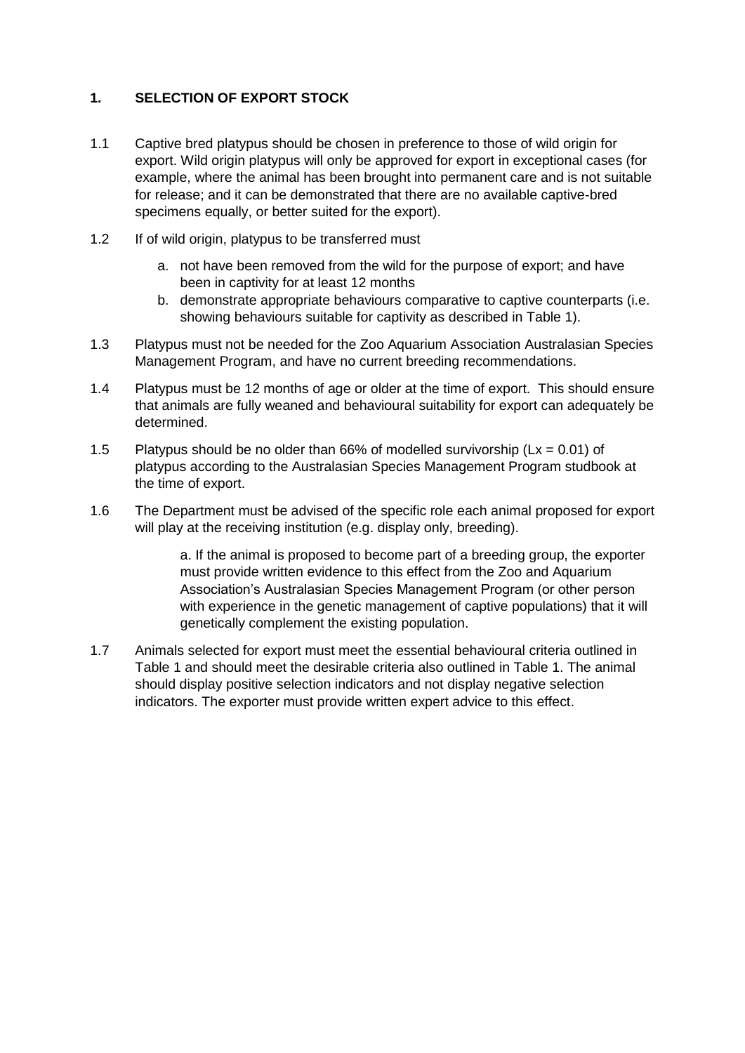## 1. SELECTION OF EXPORT STOCK

1.1 Captive bred platypus should be chosen in preference to those of wild origin for export. Wild origin platypus will only be approved for export in exceptional cases (for example, where the animal has been brought into permanent care and is not suitable for release; and it can be demonstrated that there are no available captive-bred specimens equally, or better suited for the export).

1.2 If of wild origin, platypus to be transferred must

a. not have been removed from the wild for the purpose of export; and have been in captivity for at least 12 months
b. demonstrate appropriate behaviours comparative to captive counterparts (i.e. showing behaviours suitable for captivity as described in Table 1).

1.3 Platypus must not be needed for the Zoo Aquarium Association Australasian Species Management Program, and have no current breeding recommendations.

1.4 Platypus must be 12 months of age or older at the time of export. This should ensure that animals are fully weaned and behavioural suitability for export can adequately be determined.

1.5 Platypus should be no older than 66% of modelled survivorship ($Lx = 0.01$) of platypus according to the Australasian Species Management Program studbook at the time of export.

1.6 The Department must be advised of the specific role each animal proposed for export will play at the receiving institution (e.g. display only, breeding).

a. If the animal is proposed to become part of a breeding group, the exporter must provide written evidence to this effect from the Zoo and Aquarium Association's Australasian Species Management Program (or other person with experience in the genetic management of captive populations) that it will genetically complement the existing population.

1.7 Animals selected for export must meet the essential behavioural criteria outlined in Table 1 and should meet the desirable criteria also outlined in Table 1. The animal should display positive selection indicators and not display negative selection indicators. The exporter must provide written expert advice to this effect.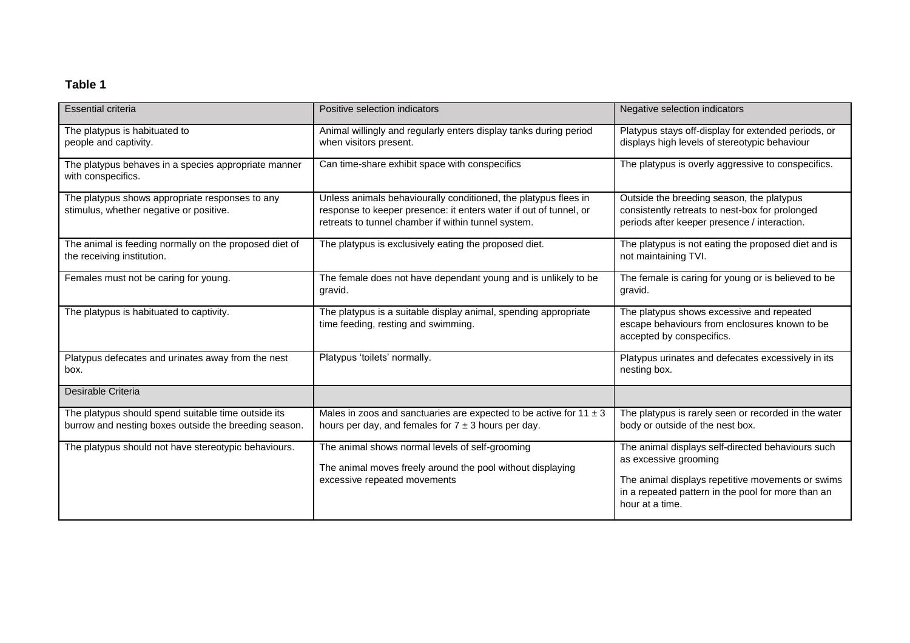**Table 1**

| Essential criteria | Positive selection indicators | Negative selection indicators |
|---|---|---|
| The platypus is habituated to people and captivity. | Animal willingly and regularly enters display tanks during period when visitors present. | Platypus stays off-display for extended periods, or displays high levels of stereotypic behaviour |
| The platypus behaves in a species appropriate manner with conspecifics. | Can time-share exhibit space with conspecifics | The platypus is overly aggressive to conspecifics. |
| The platypus shows appropriate responses to any stimulus, whether negative or positive. | Unless animals behaviourally conditioned, the platypus flees in response to keeper presence: it enters water if out of tunnel, or retreats to tunnel chamber if within tunnel system. | Outside the breeding season, the platypus consistently retreats to nest-box for prolonged periods after keeper presence / interaction. |
| The animal is feeding normally on the proposed diet of the receiving institution. | The platypus is exclusively eating the proposed diet. | The platypus is not eating the proposed diet and is not maintaining TVI. |
| Females must not be caring for young. | The female does not have dependant young and is unlikely to be gravid. | The female is caring for young or is believed to be gravid. |
| The platypus is habituated to captivity. | The platypus is a suitable display animal, spending appropriate time feeding, resting and swimming. | The platypus shows excessive and repeated escape behaviours from enclosures known to be accepted by conspecifics. |
| Platypus defecates and urinates away from the nest box. | Platypus 'toilets' normally. | Platypus urinates and defecates excessively in its nesting box. |
| Desirable Criteria | | |
| The platypus should spend suitable time outside its burrow and nesting boxes outside the breeding season. | Males in zoos and sanctuaries are expected to be active for $11 \pm 3$ hours per day, and females for $7 \pm 3$ hours per day. | The platypus is rarely seen or recorded in the water body or outside of the nest box. |
| The platypus should not have stereotypic behaviours. | The animal shows normal levels of self-grooming<br><br>The animal moves freely around the pool without displaying excessive repeated movements | The animal displays self-directed behaviours such as excessive grooming<br><br>The animal displays repetitive movements or swims in a repeated pattern in the pool for more than an hour at a time. |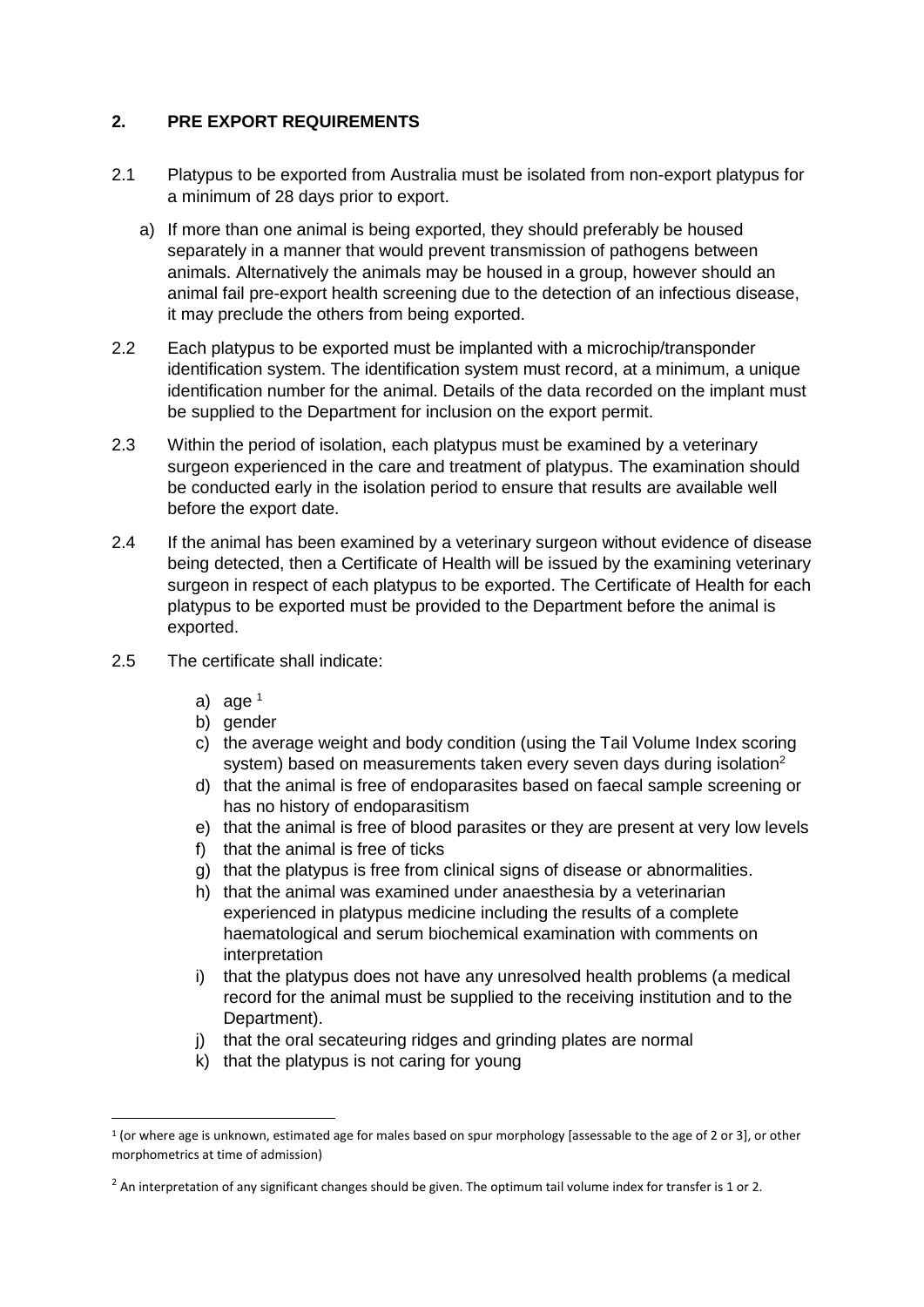## 2. PRE EXPORT REQUIREMENTS

2.1 Platypus to be exported from Australia must be isolated from non-export platypus for a minimum of 28 days prior to export.

   a) If more than one animal is being exported, they should preferably be housed separately in a manner that would prevent transmission of pathogens between animals. Alternatively the animals may be housed in a group, however should an animal fail pre-export health screening due to the detection of an infectious disease, it may preclude the others from being exported.

2.2 Each platypus to be exported must be implanted with a microchip/transponder identification system. The identification system must record, at a minimum, a unique identification number for the animal. Details of the data recorded on the implant must be supplied to the Department for inclusion on the export permit.

2.3 Within the period of isolation, each platypus must be examined by a veterinary surgeon experienced in the care and treatment of platypus. The examination should be conducted early in the isolation period to ensure that results are available well before the export date.

2.4 If the animal has been examined by a veterinary surgeon without evidence of disease being detected, then a Certificate of Health will be issued by the examining veterinary surgeon in respect of each platypus to be exported. The Certificate of Health for each platypus to be exported must be provided to the Department before the animal is exported.

2.5 The certificate shall indicate:

   a) age [1]
   b) gender
   c) the average weight and body condition (using the Tail Volume Index scoring system) based on measurements taken every seven days during isolation[2]
   d) that the animal is free of endoparasites based on faecal sample screening or has no history of endoparasitism
   e) that the animal is free of blood parasites or they are present at very low levels
   f) that the animal is free of ticks
   g) that the platypus is free from clinical signs of disease or abnormalities.
   h) that the animal was examined under anaesthesia by a veterinarian experienced in platypus medicine including the results of a complete haematological and serum biochemical examination with comments on interpretation
   i) that the platypus does not have any unresolved health problems (a medical record for the animal must be supplied to the receiving institution and to the Department).
   j) that the oral secateuring ridges and grinding plates are normal
   k) that the platypus is not caring for young

[1] (or where age is unknown, estimated age for males based on spur morphology [assessable to the age of 2 or 3], or other morphometrics at time of admission)

[2] An interpretation of any significant changes should be given. The optimum tail volume index for transfer is 1 or 2.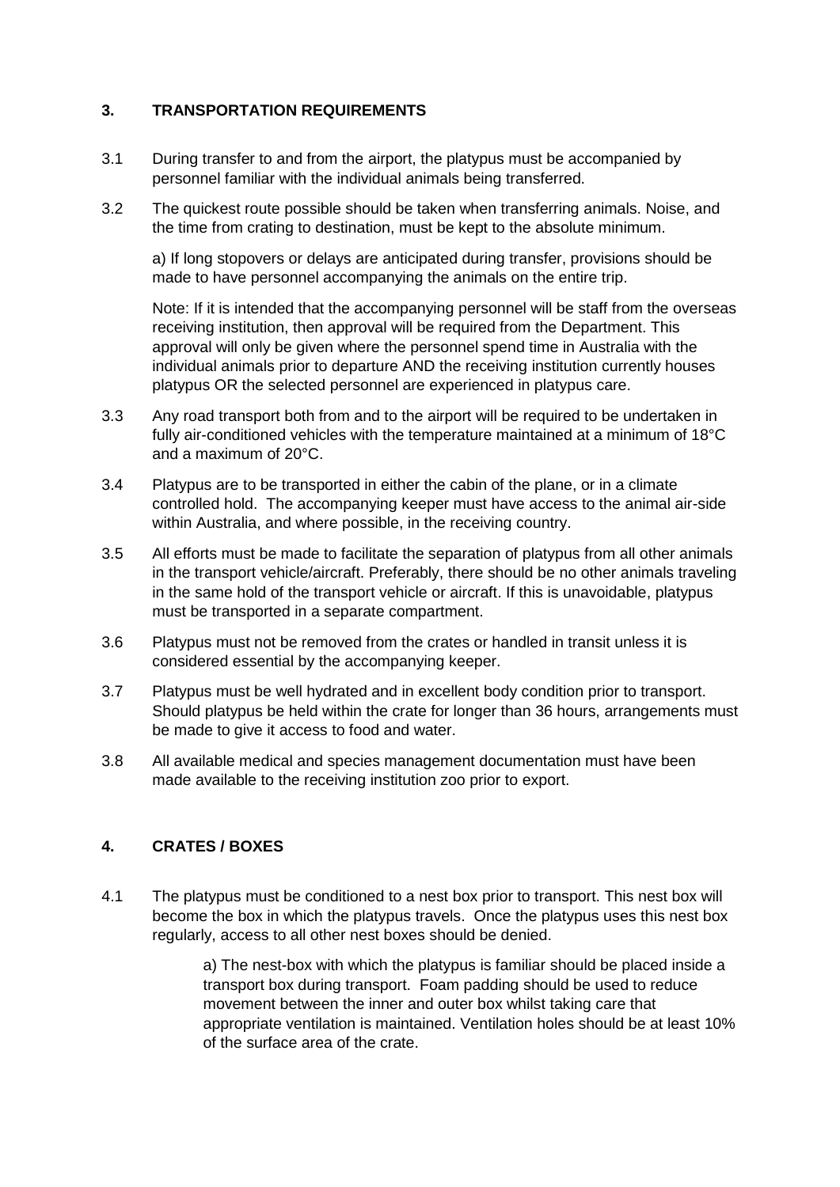## 3. TRANSPORTATION REQUIREMENTS

3.1 During transfer to and from the airport, the platypus must be accompanied by personnel familiar with the individual animals being transferred.

3.2 The quickest route possible should be taken when transferring animals. Noise, and the time from crating to destination, must be kept to the absolute minimum.

a) If long stopovers or delays are anticipated during transfer, provisions should be made to have personnel accompanying the animals on the entire trip.

Note: If it is intended that the accompanying personnel will be staff from the overseas receiving institution, then approval will be required from the Department. This approval will only be given where the personnel spend time in Australia with the individual animals prior to departure AND the receiving institution currently houses platypus OR the selected personnel are experienced in platypus care.

3.3 Any road transport both from and to the airport will be required to be undertaken in fully air-conditioned vehicles with the temperature maintained at a minimum of 18°C and a maximum of 20°C.

3.4 Platypus are to be transported in either the cabin of the plane, or in a climate controlled hold. The accompanying keeper must have access to the animal air-side within Australia, and where possible, in the receiving country.

3.5 All efforts must be made to facilitate the separation of platypus from all other animals in the transport vehicle/aircraft. Preferably, there should be no other animals traveling in the same hold of the transport vehicle or aircraft. If this is unavoidable, platypus must be transported in a separate compartment.

3.6 Platypus must not be removed from the crates or handled in transit unless it is considered essential by the accompanying keeper.

3.7 Platypus must be well hydrated and in excellent body condition prior to transport. Should platypus be held within the crate for longer than 36 hours, arrangements must be made to give it access to food and water.

3.8 All available medical and species management documentation must have been made available to the receiving institution zoo prior to export.

## 4. CRATES / BOXES

4.1 The platypus must be conditioned to a nest box prior to transport. This nest box will become the box in which the platypus travels. Once the platypus uses this nest box regularly, access to all other nest boxes should be denied.

a) The nest-box with which the platypus is familiar should be placed inside a transport box during transport. Foam padding should be used to reduce movement between the inner and outer box whilst taking care that appropriate ventilation is maintained. Ventilation holes should be at least 10% of the surface area of the crate.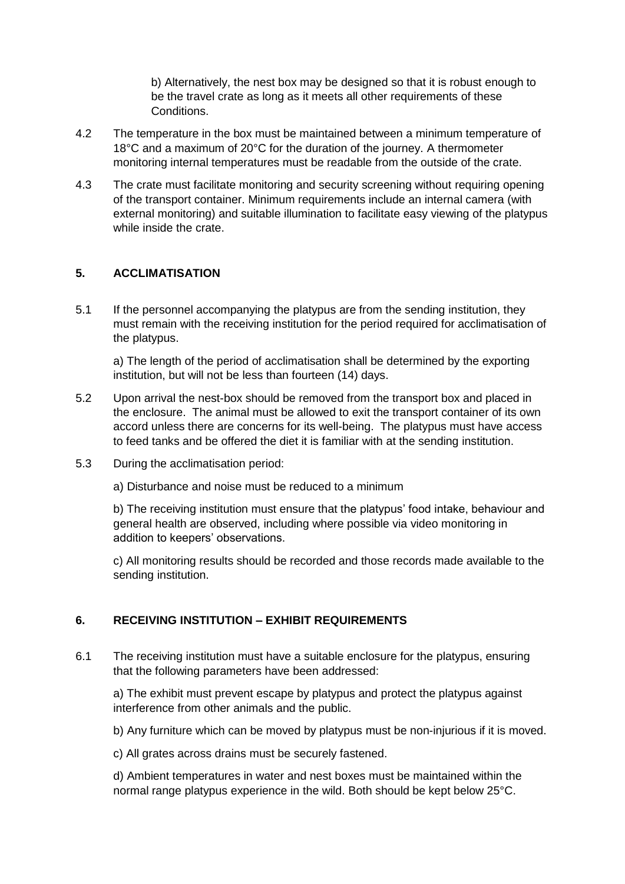b) Alternatively, the nest box may be designed so that it is robust enough to be the travel crate as long as it meets all other requirements of these Conditions.

4.2 The temperature in the box must be maintained between a minimum temperature of 18°C and a maximum of 20°C for the duration of the journey. A thermometer monitoring internal temperatures must be readable from the outside of the crate.

4.3 The crate must facilitate monitoring and security screening without requiring opening of the transport container. Minimum requirements include an internal camera (with external monitoring) and suitable illumination to facilitate easy viewing of the platypus while inside the crate.

## 5. ACCLIMATISATION

5.1 If the personnel accompanying the platypus are from the sending institution, they must remain with the receiving institution for the period required for acclimatisation of the platypus.

a) The length of the period of acclimatisation shall be determined by the exporting institution, but will not be less than fourteen (14) days.

5.2 Upon arrival the nest-box should be removed from the transport box and placed in the enclosure. The animal must be allowed to exit the transport container of its own accord unless there are concerns for its well-being. The platypus must have access to feed tanks and be offered the diet it is familiar with at the sending institution.

5.3 During the acclimatisation period:

a) Disturbance and noise must be reduced to a minimum

b) The receiving institution must ensure that the platypus' food intake, behaviour and general health are observed, including where possible via video monitoring in addition to keepers' observations.

c) All monitoring results should be recorded and those records made available to the sending institution.

## 6. RECEIVING INSTITUTION – EXHIBIT REQUIREMENTS

6.1 The receiving institution must have a suitable enclosure for the platypus, ensuring that the following parameters have been addressed:

a) The exhibit must prevent escape by platypus and protect the platypus against interference from other animals and the public.

b) Any furniture which can be moved by platypus must be non-injurious if it is moved.

c) All grates across drains must be securely fastened.

d) Ambient temperatures in water and nest boxes must be maintained within the normal range platypus experience in the wild. Both should be kept below 25°C.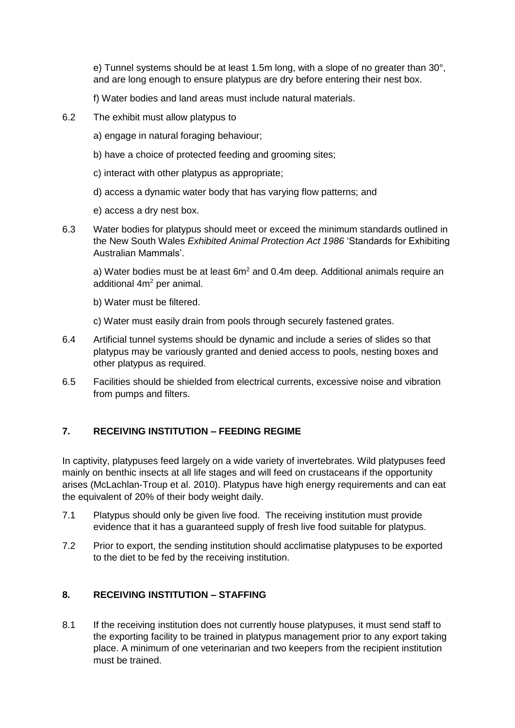e) Tunnel systems should be at least 1.5m long, with a slope of no greater than 30°, and are long enough to ensure platypus are dry before entering their nest box.

f) Water bodies and land areas must include natural materials.

6.2 The exhibit must allow platypus to

a) engage in natural foraging behaviour;

b) have a choice of protected feeding and grooming sites;

c) interact with other platypus as appropriate;

d) access a dynamic water body that has varying flow patterns; and

e) access a dry nest box.

6.3 Water bodies for platypus should meet or exceed the minimum standards outlined in the New South Wales *Exhibited Animal Protection Act 1986* 'Standards for Exhibiting Australian Mammals'.

a) Water bodies must be at least $6m^2$ and 0.4m deep. Additional animals require an additional $4m^2$ per animal.

b) Water must be filtered.

c) Water must easily drain from pools through securely fastened grates.

6.4 Artificial tunnel systems should be dynamic and include a series of slides so that platypus may be variously granted and denied access to pools, nesting boxes and other platypus as required.

6.5 Facilities should be shielded from electrical currents, excessive noise and vibration from pumps and filters.

## 7. RECEIVING INSTITUTION – FEEDING REGIME

In captivity, platypuses feed largely on a wide variety of invertebrates. Wild platypuses feed mainly on benthic insects at all life stages and will feed on crustaceans if the opportunity arises (McLachlan-Troup et al. 2010). Platypus have high energy requirements and can eat the equivalent of 20% of their body weight daily.

7.1 Platypus should only be given live food. The receiving institution must provide evidence that it has a guaranteed supply of fresh live food suitable for platypus.

7.2 Prior to export, the sending institution should acclimatise platypuses to be exported to the diet to be fed by the receiving institution.

## 8. RECEIVING INSTITUTION – STAFFING

8.1 If the receiving institution does not currently house platypuses, it must send staff to the exporting facility to be trained in platypus management prior to any export taking place. A minimum of one veterinarian and two keepers from the recipient institution must be trained.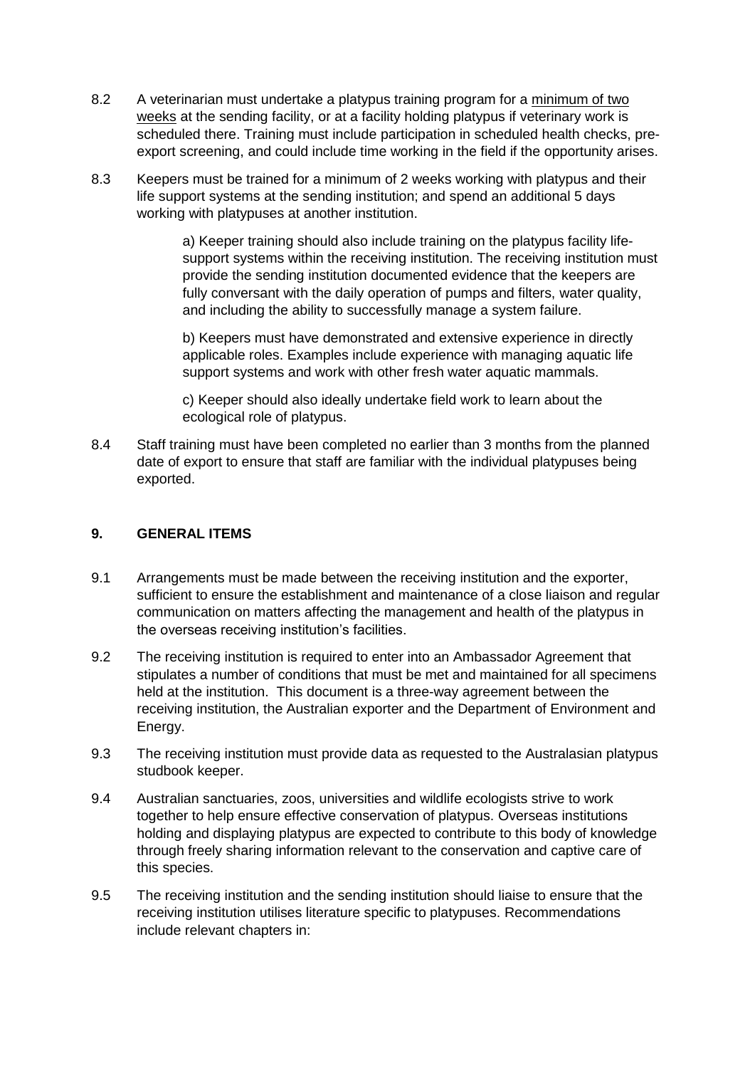8.2 A veterinarian must undertake a platypus training program for a minimum of two weeks at the sending facility, or at a facility holding platypus if veterinary work is scheduled there. Training must include participation in scheduled health checks, pre-export screening, and could include time working in the field if the opportunity arises.

8.3 Keepers must be trained for a minimum of 2 weeks working with platypus and their life support systems at the sending institution; and spend an additional 5 days working with platypuses at another institution.

> a) Keeper training should also include training on the platypus facility life-support systems within the receiving institution. The receiving institution must provide the sending institution documented evidence that the keepers are fully conversant with the daily operation of pumps and filters, water quality, and including the ability to successfully manage a system failure.
>
> b) Keepers must have demonstrated and extensive experience in directly applicable roles. Examples include experience with managing aquatic life support systems and work with other fresh water aquatic mammals.
>
> c) Keeper should also ideally undertake field work to learn about the ecological role of platypus.

8.4 Staff training must have been completed no earlier than 3 months from the planned date of export to ensure that staff are familiar with the individual platypuses being exported.

## 9. GENERAL ITEMS

9.1 Arrangements must be made between the receiving institution and the exporter, sufficient to ensure the establishment and maintenance of a close liaison and regular communication on matters affecting the management and health of the platypus in the overseas receiving institution's facilities.

9.2 The receiving institution is required to enter into an Ambassador Agreement that stipulates a number of conditions that must be met and maintained for all specimens held at the institution. This document is a three-way agreement between the receiving institution, the Australian exporter and the Department of Environment and Energy.

9.3 The receiving institution must provide data as requested to the Australasian platypus studbook keeper.

9.4 Australian sanctuaries, zoos, universities and wildlife ecologists strive to work together to help ensure effective conservation of platypus. Overseas institutions holding and displaying platypus are expected to contribute to this body of knowledge through freely sharing information relevant to the conservation and captive care of this species.

9.5 The receiving institution and the sending institution should liaise to ensure that the receiving institution utilises literature specific to platypuses. Recommendations include relevant chapters in: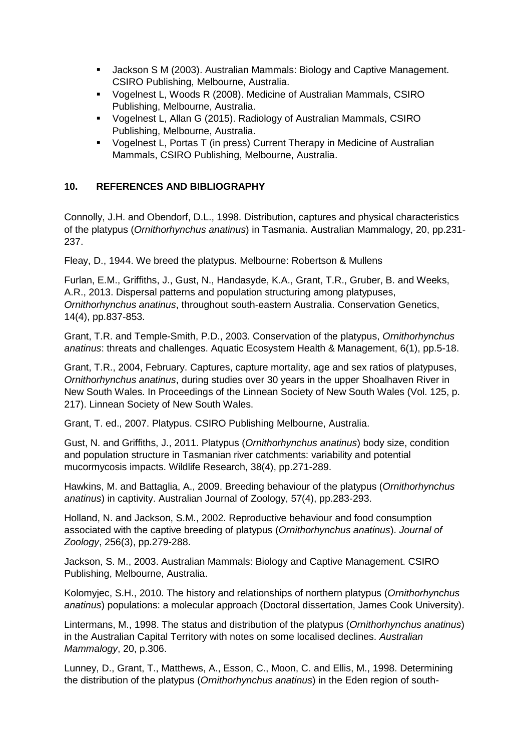- Jackson S M (2003). Australian Mammals: Biology and Captive Management. CSIRO Publishing, Melbourne, Australia.
- Vogelnest L, Woods R (2008). Medicine of Australian Mammals, CSIRO Publishing, Melbourne, Australia.
- Vogelnest L, Allan G (2015). Radiology of Australian Mammals, CSIRO Publishing, Melbourne, Australia.
- Vogelnest L, Portas T (in press) Current Therapy in Medicine of Australian Mammals, CSIRO Publishing, Melbourne, Australia.

## 10. REFERENCES AND BIBLIOGRAPHY

Connolly, J.H. and Obendorf, D.L., 1998. Distribution, captures and physical characteristics of the platypus (*Ornithorhynchus anatinus*) in Tasmania. Australian Mammalogy, 20, pp.231-237.

Fleay, D., 1944. We breed the platypus. Melbourne: Robertson & Mullens

Furlan, E.M., Griffiths, J., Gust, N., Handasyde, K.A., Grant, T.R., Gruber, B. and Weeks, A.R., 2013. Dispersal patterns and population structuring among platypuses, *Ornithorhynchus anatinus*, throughout south-eastern Australia. Conservation Genetics, 14(4), pp.837-853.

Grant, T.R. and Temple-Smith, P.D., 2003. Conservation of the platypus, *Ornithorhynchus anatinus*: threats and challenges. Aquatic Ecosystem Health & Management, 6(1), pp.5-18.

Grant, T.R., 2004, February. Captures, capture mortality, age and sex ratios of platypuses, *Ornithorhynchus anatinus*, during studies over 30 years in the upper Shoalhaven River in New South Wales. In Proceedings of the Linnean Society of New South Wales (Vol. 125, p. 217). Linnean Society of New South Wales.

Grant, T. ed., 2007. Platypus. CSIRO Publishing Melbourne, Australia.

Gust, N. and Griffiths, J., 2011. Platypus (*Ornithorhynchus anatinus*) body size, condition and population structure in Tasmanian river catchments: variability and potential mucormycosis impacts. Wildlife Research, 38(4), pp.271-289.

Hawkins, M. and Battaglia, A., 2009. Breeding behaviour of the platypus (*Ornithorhynchus anatinus*) in captivity. Australian Journal of Zoology, 57(4), pp.283-293.

Holland, N. and Jackson, S.M., 2002. Reproductive behaviour and food consumption associated with the captive breeding of platypus (*Ornithorhynchus anatinus*). *Journal of Zoology*, 256(3), pp.279-288.

Jackson, S. M., 2003. Australian Mammals: Biology and Captive Management. CSIRO Publishing, Melbourne, Australia.

Kolomyjec, S.H., 2010. The history and relationships of northern platypus (*Ornithorhynchus anatinus*) populations: a molecular approach (Doctoral dissertation, James Cook University).

Lintermans, M., 1998. The status and distribution of the platypus (*Ornithorhynchus anatinus*) in the Australian Capital Territory with notes on some localised declines. *Australian Mammalogy*, 20, p.306.

Lunney, D., Grant, T., Matthews, A., Esson, C., Moon, C. and Ellis, M., 1998. Determining the distribution of the platypus (*Ornithorhynchus anatinus*) in the Eden region of south-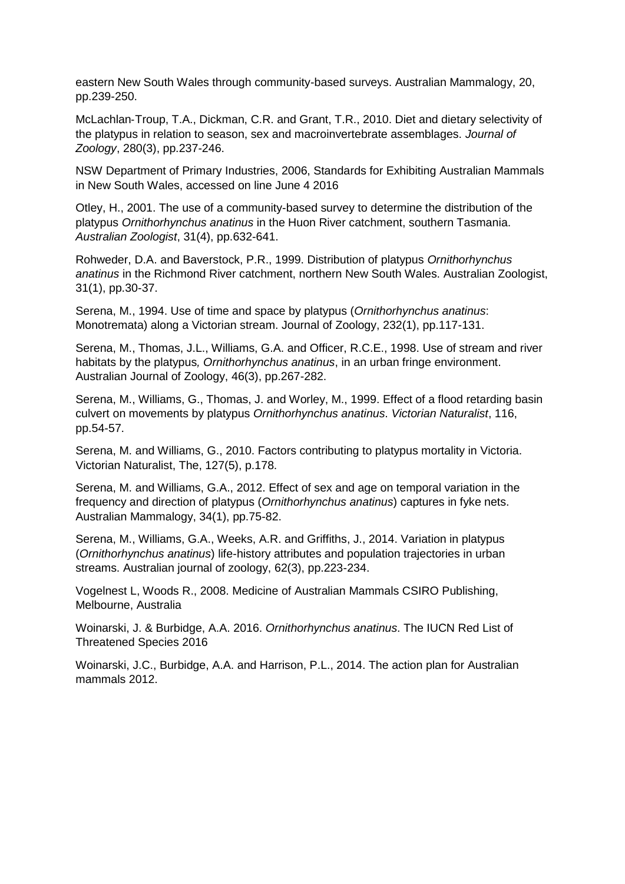eastern New South Wales through community-based surveys. Australian Mammalogy, 20, pp.239-250.

McLachlan-Troup, T.A., Dickman, C.R. and Grant, T.R., 2010. Diet and dietary selectivity of the platypus in relation to season, sex and macroinvertebrate assemblages. *Journal of Zoology*, 280(3), pp.237-246.

NSW Department of Primary Industries, 2006, Standards for Exhibiting Australian Mammals in New South Wales, accessed on line June 4 2016

Otley, H., 2001. The use of a community-based survey to determine the distribution of the platypus *Ornithorhynchus anatinus* in the Huon River catchment, southern Tasmania. *Australian Zoologist*, 31(4), pp.632-641.

Rohweder, D.A. and Baverstock, P.R., 1999. Distribution of platypus *Ornithorhynchus anatinus* in the Richmond River catchment, northern New South Wales. Australian Zoologist, 31(1), pp.30-37.

Serena, M., 1994. Use of time and space by platypus (*Ornithorhynchus anatinus*: Monotremata) along a Victorian stream. Journal of Zoology, 232(1), pp.117-131.

Serena, M., Thomas, J.L., Williams, G.A. and Officer, R.C.E., 1998. Use of stream and river habitats by the platypus*, Ornithorhynchus anatinus*, in an urban fringe environment. Australian Journal of Zoology, 46(3), pp.267-282.

Serena, M., Williams, G., Thomas, J. and Worley, M., 1999. Effect of a flood retarding basin culvert on movements by platypus *Ornithorhynchus anatinus*. *Victorian Naturalist*, 116, pp.54-57.

Serena, M. and Williams, G., 2010. Factors contributing to platypus mortality in Victoria. Victorian Naturalist, The, 127(5), p.178.

Serena, M. and Williams, G.A., 2012. Effect of sex and age on temporal variation in the frequency and direction of platypus (*Ornithorhynchus anatinus*) captures in fyke nets. Australian Mammalogy, 34(1), pp.75-82.

Serena, M., Williams, G.A., Weeks, A.R. and Griffiths, J., 2014. Variation in platypus (*Ornithorhynchus anatinus*) life-history attributes and population trajectories in urban streams. Australian journal of zoology, 62(3), pp.223-234.

Vogelnest L, Woods R., 2008. Medicine of Australian Mammals CSIRO Publishing, Melbourne, Australia

Woinarski, J. & Burbidge, A.A. 2016. *Ornithorhynchus anatinus*. The IUCN Red List of Threatened Species 2016

Woinarski, J.C., Burbidge, A.A. and Harrison, P.L., 2014. The action plan for Australian mammals 2012.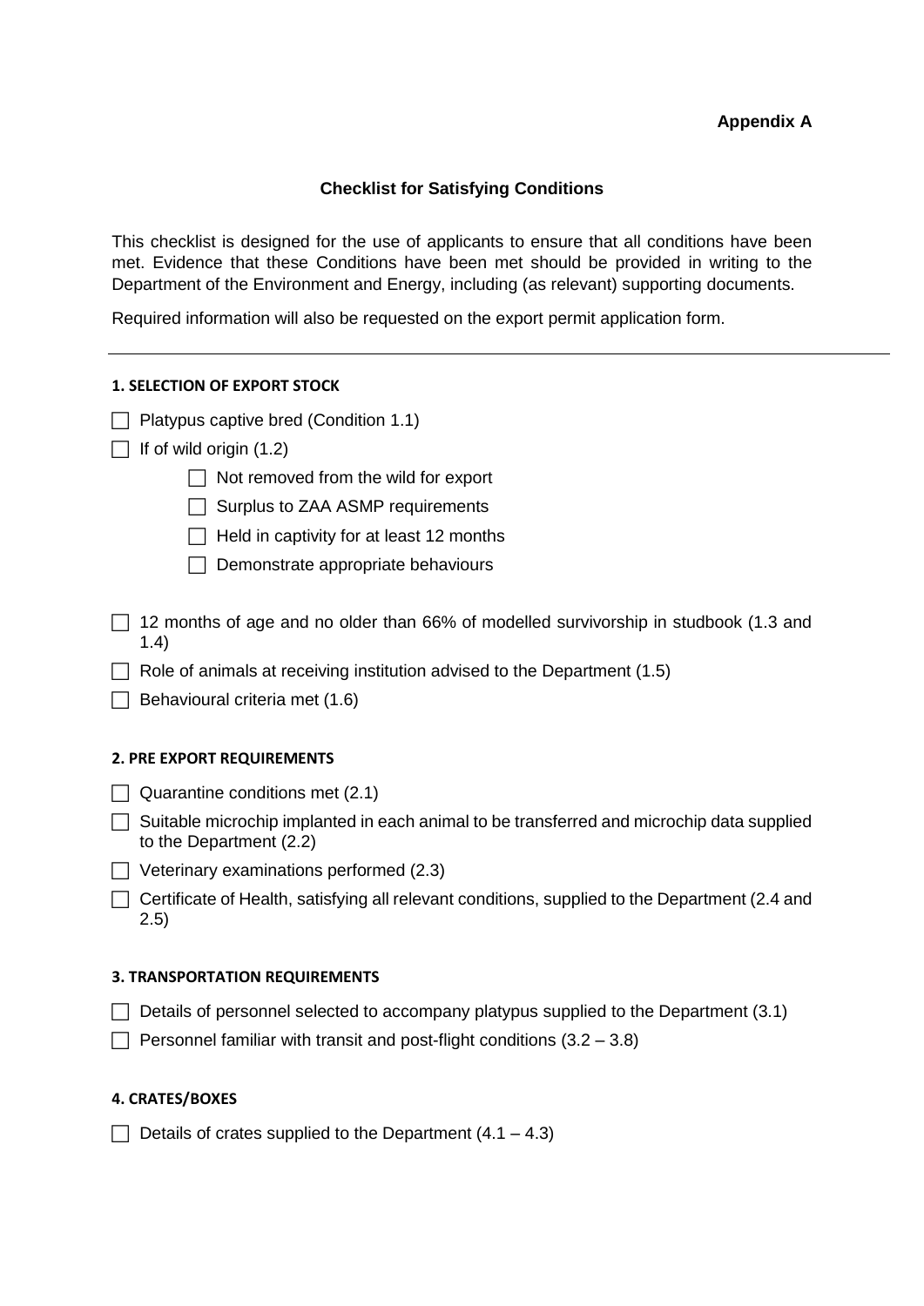**Appendix A**

## Checklist for Satisfying Conditions

This checklist is designed for the use of applicants to ensure that all conditions have been met. Evidence that these Conditions have been met should be provided in writing to the Department of the Environment and Energy, including (as relevant) supporting documents.

Required information will also be requested on the export permit application form.

---

### 1. SELECTION OF EXPORT STOCK

- [ ] Platypus captive bred (Condition 1.1)
- [ ] If of wild origin (1.2)
    - [ ] Not removed from the wild for export
    - [ ] Surplus to ZAA ASMP requirements
    - [ ] Held in captivity for at least 12 months
    - [ ] Demonstrate appropriate behaviours
- [ ] 12 months of age and no older than 66% of modelled survivorship in studbook (1.3 and 1.4)
- [ ] Role of animals at receiving institution advised to the Department (1.5)
- [ ] Behavioural criteria met (1.6)

### 2. PRE EXPORT REQUIREMENTS

- [ ] Quarantine conditions met (2.1)
- [ ] Suitable microchip implanted in each animal to be transferred and microchip data supplied to the Department (2.2)
- [ ] Veterinary examinations performed (2.3)
- [ ] Certificate of Health, satisfying all relevant conditions, supplied to the Department (2.4 and 2.5)

### 3. TRANSPORTATION REQUIREMENTS

- [ ] Details of personnel selected to accompany platypus supplied to the Department (3.1)
- [ ] Personnel familiar with transit and post-flight conditions (3.2 – 3.8)

### 4. CRATES/BOXES

- [ ] Details of crates supplied to the Department (4.1 – 4.3)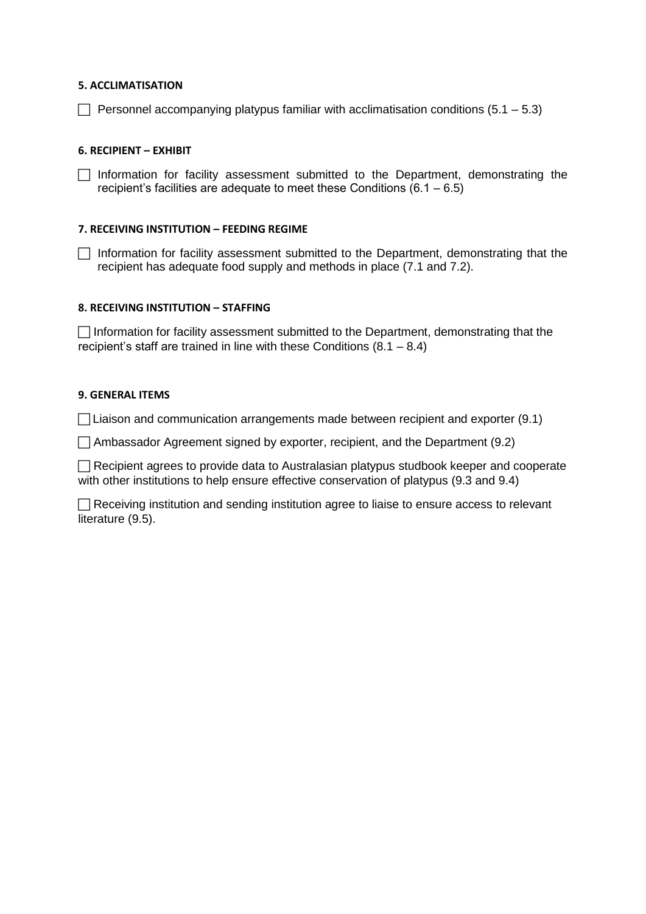**5. ACCLIMATISATION**

☐ Personnel accompanying platypus familiar with acclimatisation conditions (5.1 – 5.3)

**6. RECIPIENT – EXHIBIT**

☐ Information for facility assessment submitted to the Department, demonstrating the recipient's facilities are adequate to meet these Conditions (6.1 – 6.5)

**7. RECEIVING INSTITUTION – FEEDING REGIME**

☐ Information for facility assessment submitted to the Department, demonstrating that the recipient has adequate food supply and methods in place (7.1 and 7.2).

**8. RECEIVING INSTITUTION – STAFFING**

☐ Information for facility assessment submitted to the Department, demonstrating that the recipient's staff are trained in line with these Conditions (8.1 – 8.4)

**9. GENERAL ITEMS**

☐ Liaison and communication arrangements made between recipient and exporter (9.1)

☐ Ambassador Agreement signed by exporter, recipient, and the Department (9.2)

☐ Recipient agrees to provide data to Australasian platypus studbook keeper and cooperate with other institutions to help ensure effective conservation of platypus (9.3 and 9.4)

☐ Receiving institution and sending institution agree to liaise to ensure access to relevant literature (9.5).